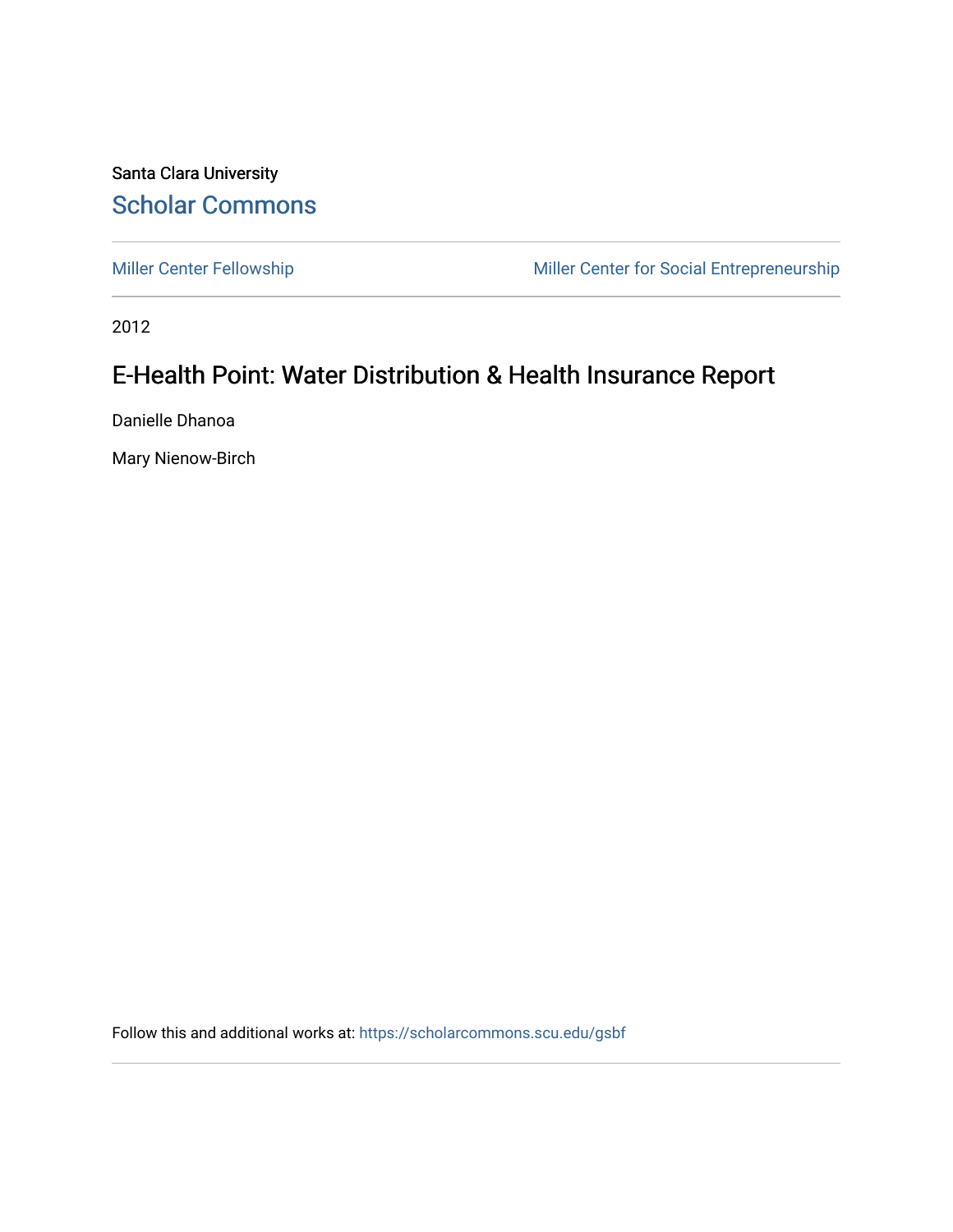Santa Clara University

## Scholar Commons

Miller Center Fellowship

Miller Center for Social Entrepreneurship

2012

# E-Health Point: Water Distribution & Health Insurance Report

Danielle Dhanoa

Mary Nienow-Birch

Follow this and additional works at: https://scholarcommons.scu.edu/gsbf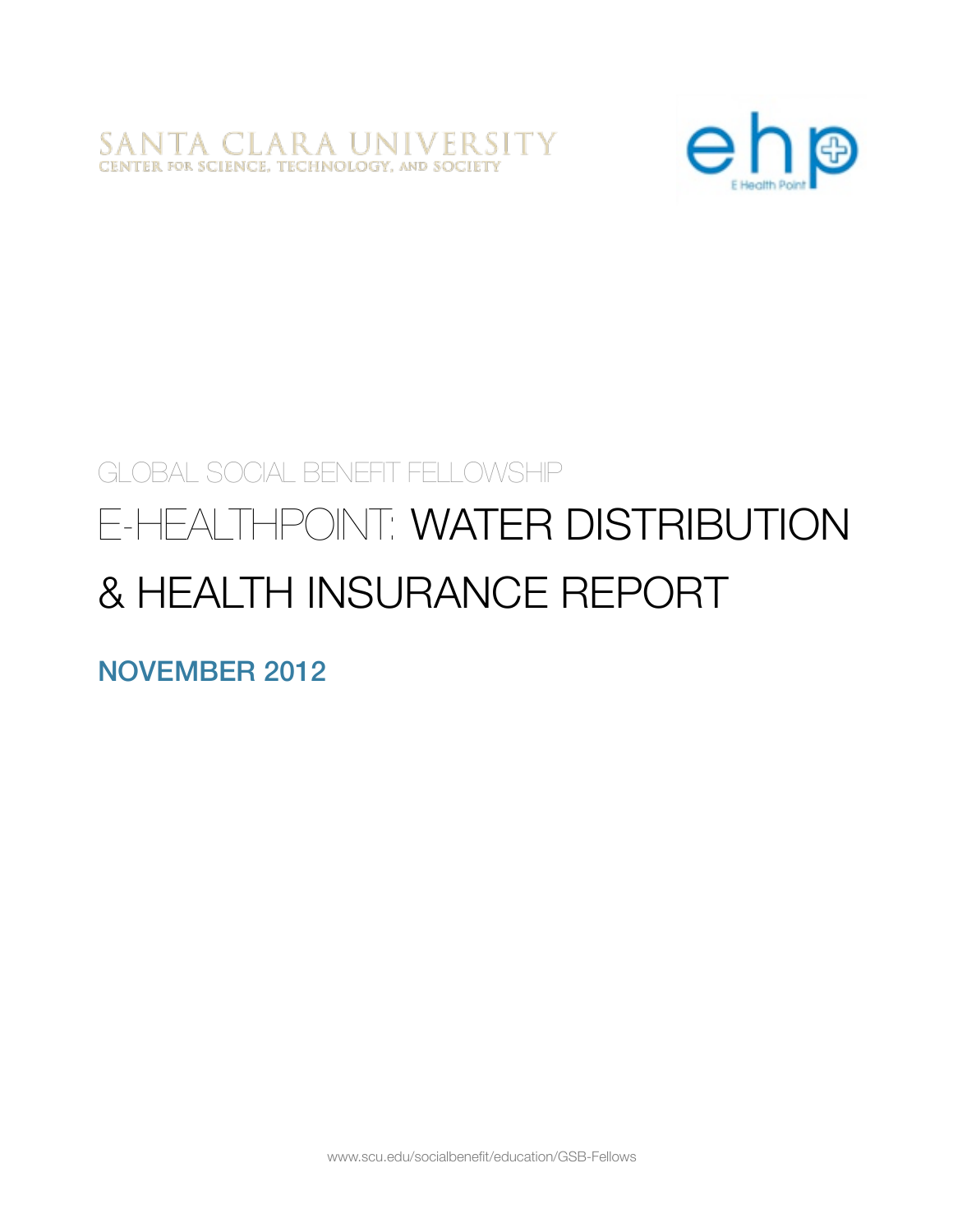SANTA CLARA UNIVERSITY
CENTER FOR SCIENCE, TECHNOLOGY, AND SOCIETY

ehp
E Health Point

GLOBAL SOCIAL BENEFIT FELLOWSHIP

# E-HEALTHPOINT: WATER DISTRIBUTION & HEALTH INSURANCE REPORT

## NOVEMBER 2012

www.scu.edu/socialbenefit/education/GSB-Fellows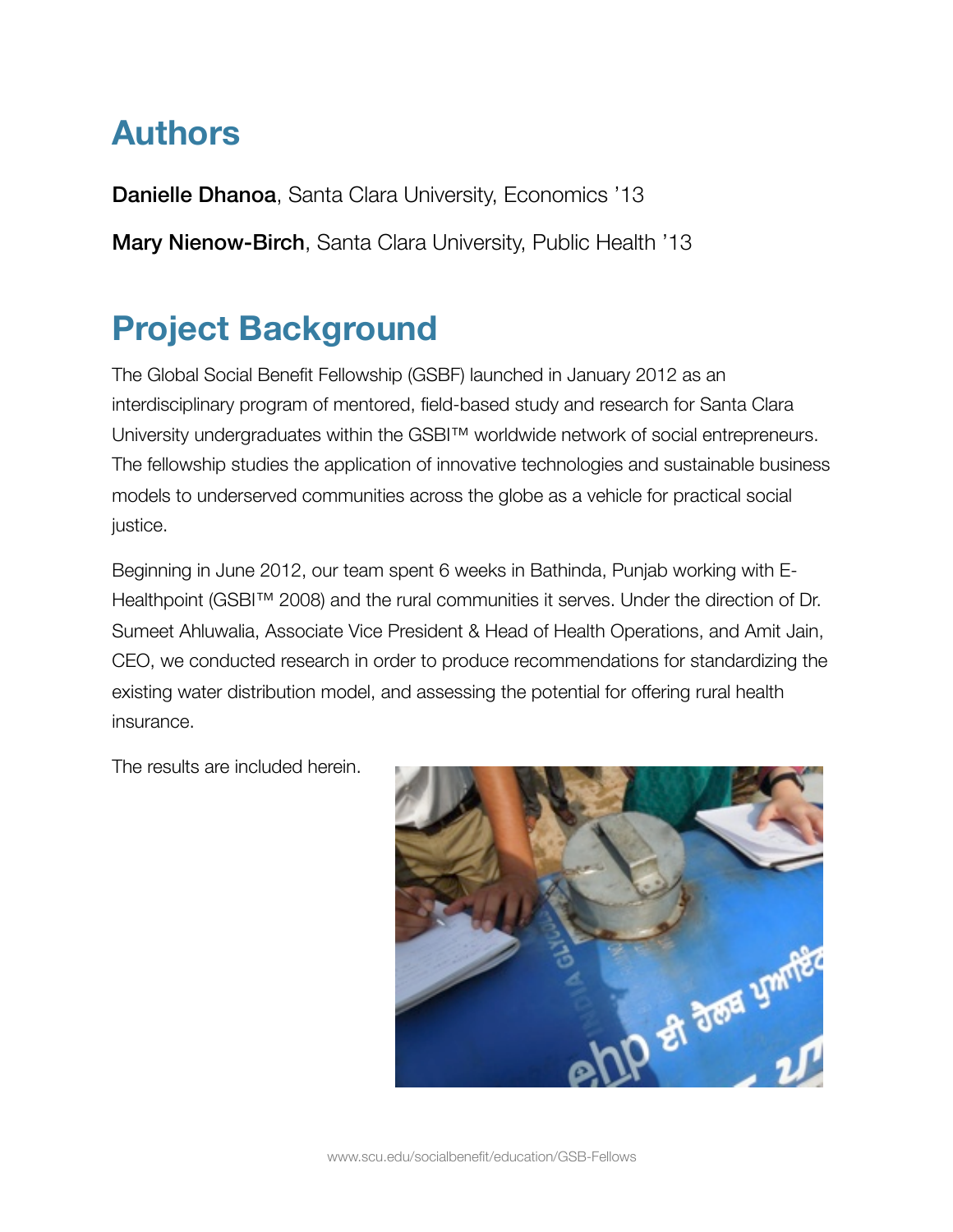# Authors

**Danielle Dhanoa**, Santa Clara University, Economics '13

**Mary Nienow-Birch**, Santa Clara University, Public Health '13

# Project Background

The Global Social Benefit Fellowship (GSBF) launched in January 2012 as an interdisciplinary program of mentored, field-based study and research for Santa Clara University undergraduates within the GSBI™ worldwide network of social entrepreneurs. The fellowship studies the application of innovative technologies and sustainable business models to underserved communities across the globe as a vehicle for practical social justice.

Beginning in June 2012, our team spent 6 weeks in Bathinda, Punjab working with E-Healthpoint (GSBI™ 2008) and the rural communities it serves. Under the direction of Dr. Sumeet Ahluwalia, Associate Vice President & Head of Health Operations, and Amit Jain, CEO, we conducted research in order to produce recommendations for standardizing the existing water distribution model, and assessing the potential for offering rural health insurance.

The results are included herein.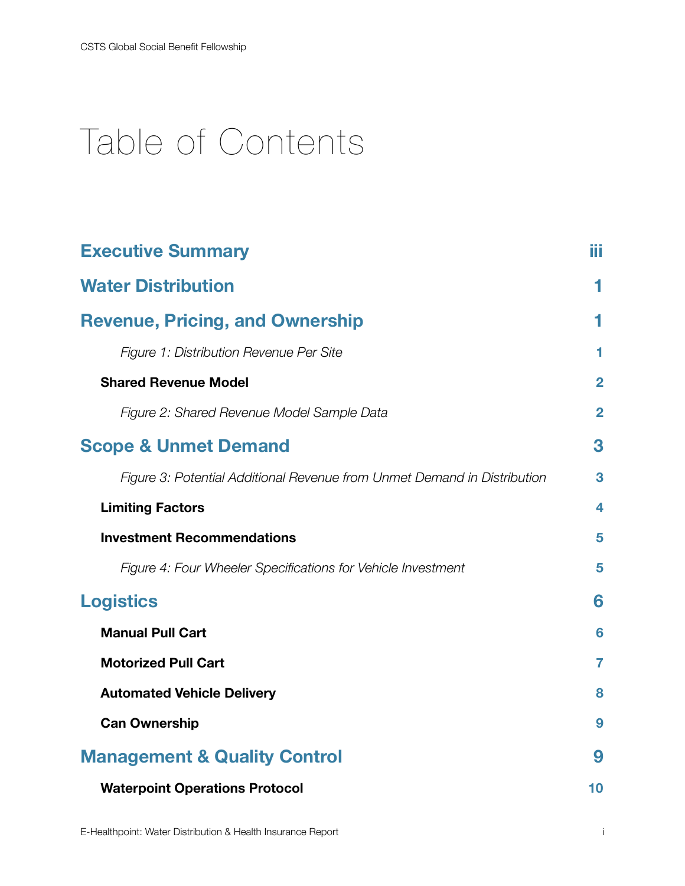# Table of Contents

| | |
|---|---|
| **Executive Summary** | iii |
| **Water Distribution** | 1 |
| **Revenue, Pricing, and Ownership** | 1 |
| *Figure 1: Distribution Revenue Per Site* | 1 |
| **Shared Revenue Model** | 2 |
| *Figure 2: Shared Revenue Model Sample Data* | 2 |
| **Scope & Unmet Demand** | 3 |
| *Figure 3: Potential Additional Revenue from Unmet Demand in Distribution* | 3 |
| **Limiting Factors** | 4 |
| **Investment Recommendations** | 5 |
| *Figure 4: Four Wheeler Specifications for Vehicle Investment* | 5 |
| **Logistics** | 6 |
| **Manual Pull Cart** | 6 |
| **Motorized Pull Cart** | 7 |
| **Automated Vehicle Delivery** | 8 |
| **Can Ownership** | 9 |
| **Management & Quality Control** | 9 |
| **Waterpoint Operations Protocol** | 10 |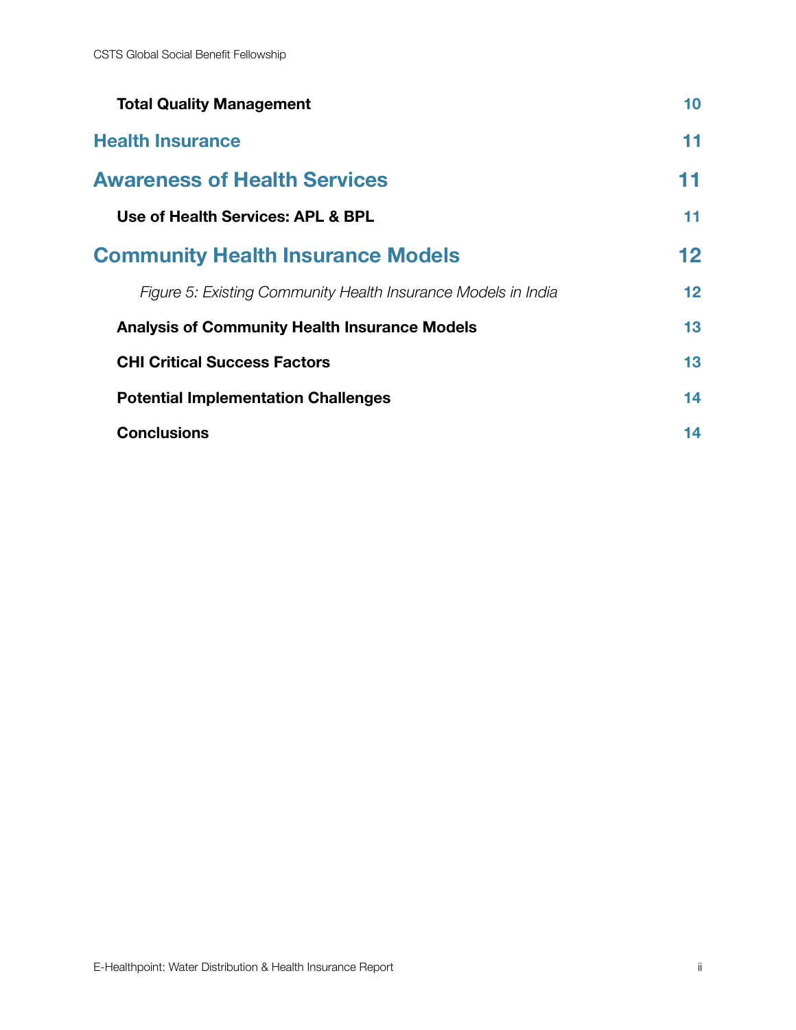**Total Quality Management** 10

**Health Insurance** 11

**Awareness of Health Services** 11

**Use of Health Services: APL & BPL** 11

**Community Health Insurance Models** 12

*Figure 5: Existing Community Health Insurance Models in India* 12

**Analysis of Community Health Insurance Models** 13

**CHI Critical Success Factors** 13

**Potential Implementation Challenges** 14

**Conclusions** 14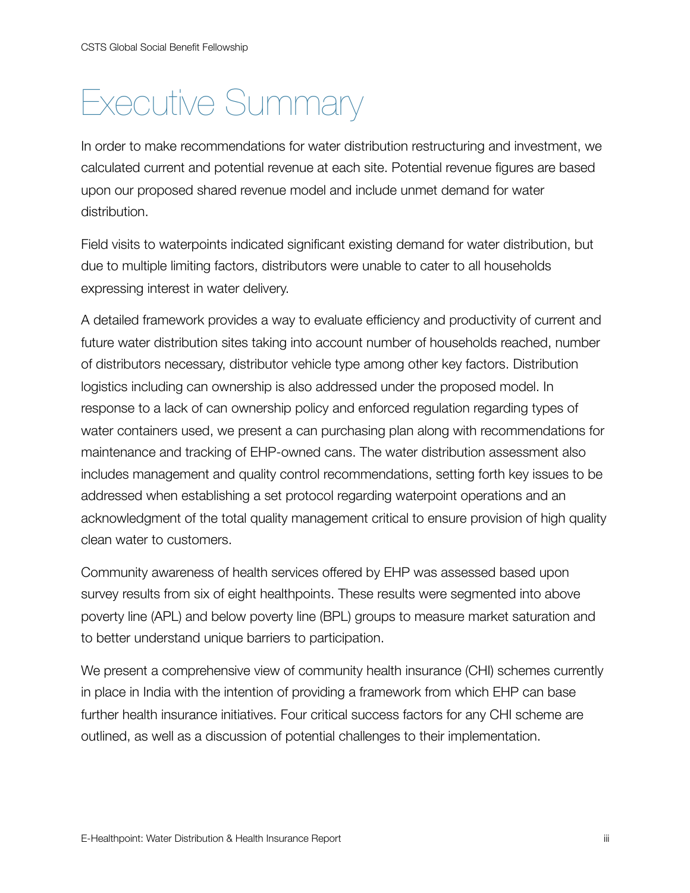# Executive Summary

In order to make recommendations for water distribution restructuring and investment, we calculated current and potential revenue at each site. Potential revenue figures are based upon our proposed shared revenue model and include unmet demand for water distribution.

Field visits to waterpoints indicated significant existing demand for water distribution, but due to multiple limiting factors, distributors were unable to cater to all households expressing interest in water delivery.

A detailed framework provides a way to evaluate efficiency and productivity of current and future water distribution sites taking into account number of households reached, number of distributors necessary, distributor vehicle type among other key factors. Distribution logistics including can ownership is also addressed under the proposed model. In response to a lack of can ownership policy and enforced regulation regarding types of water containers used, we present a can purchasing plan along with recommendations for maintenance and tracking of EHP-owned cans. The water distribution assessment also includes management and quality control recommendations, setting forth key issues to be addressed when establishing a set protocol regarding waterpoint operations and an acknowledgment of the total quality management critical to ensure provision of high quality clean water to customers.

Community awareness of health services offered by EHP was assessed based upon survey results from six of eight healthpoints. These results were segmented into above poverty line (APL) and below poverty line (BPL) groups to measure market saturation and to better understand unique barriers to participation.

We present a comprehensive view of community health insurance (CHI) schemes currently in place in India with the intention of providing a framework from which EHP can base further health insurance initiatives. Four critical success factors for any CHI scheme are outlined, as well as a discussion of potential challenges to their implementation.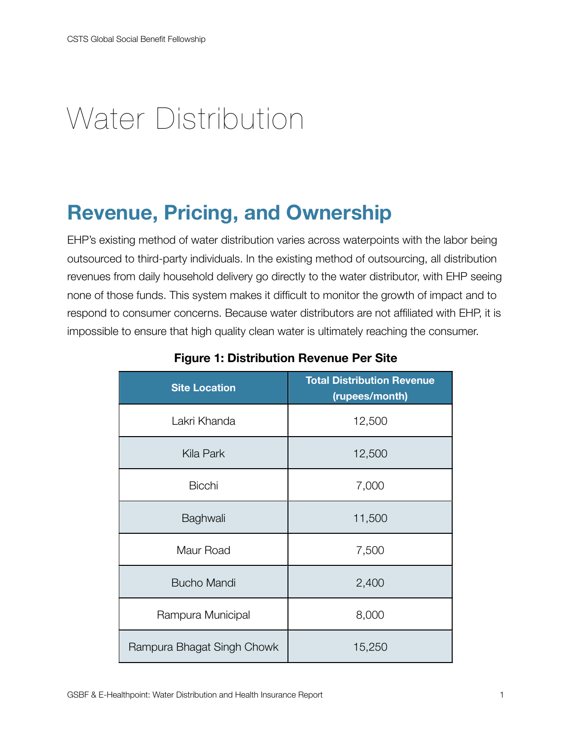# Water Distribution

## Revenue, Pricing, and Ownership

EHP's existing method of water distribution varies across waterpoints with the labor being outsourced to third-party individuals. In the existing method of outsourcing, all distribution revenues from daily household delivery go directly to the water distributor, with EHP seeing none of those funds. This system makes it difficult to monitor the growth of impact and to respond to consumer concerns. Because water distributors are not affiliated with EHP, it is impossible to ensure that high quality clean water is ultimately reaching the consumer.

**Figure 1: Distribution Revenue Per Site**

| Site Location | Total Distribution Revenue (rupees/month) |
|---|---|
| Lakri Khanda | 12,500 |
| Kila Park | 12,500 |
| Bicchi | 7,000 |
| Baghwali | 11,500 |
| Maur Road | 7,500 |
| Bucho Mandi | 2,400 |
| Rampura Municipal | 8,000 |
| Rampura Bhagat Singh Chowk | 15,250 |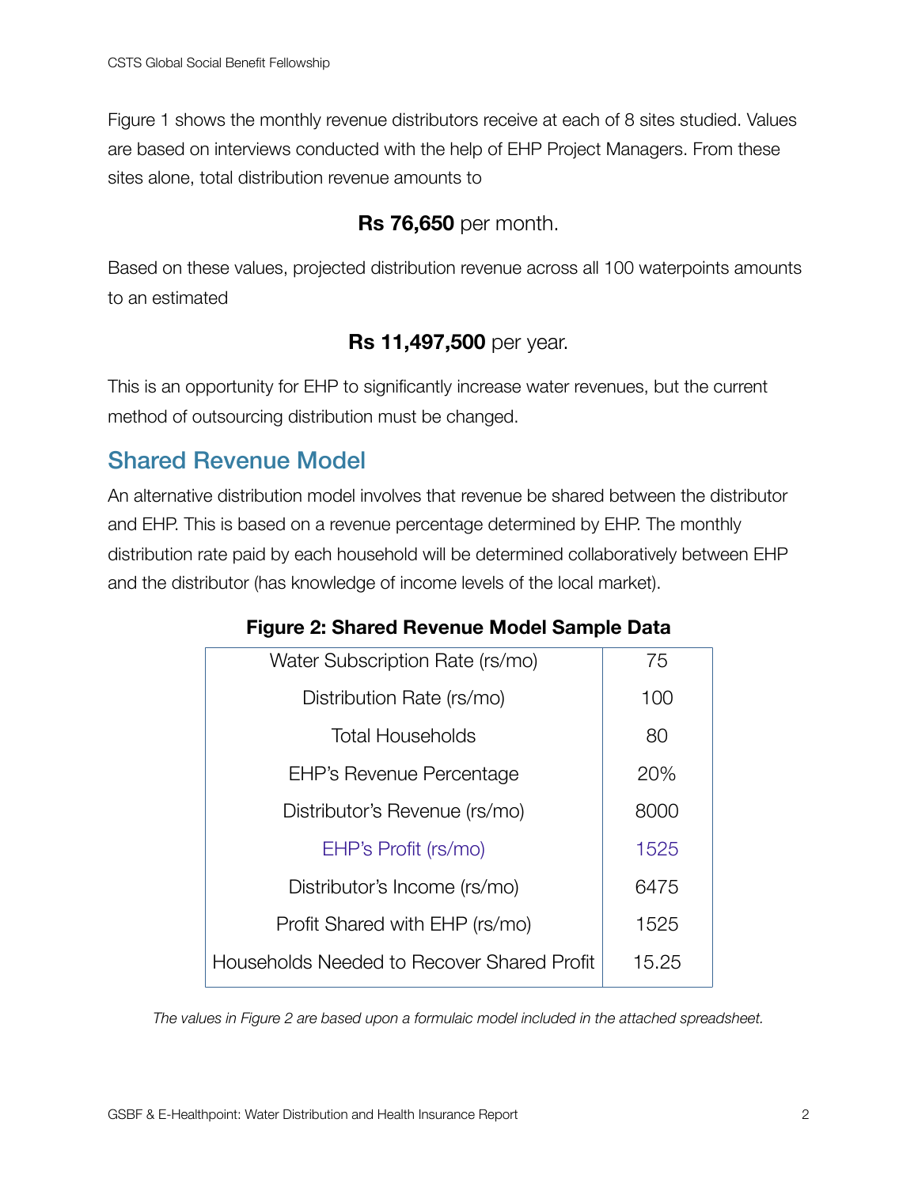Figure 1 shows the monthly revenue distributors receive at each of 8 sites studied. Values are based on interviews conducted with the help of EHP Project Managers. From these sites alone, total distribution revenue amounts to

**Rs 76,650** per month.

Based on these values, projected distribution revenue across all 100 waterpoints amounts to an estimated

**Rs 11,497,500** per year.

This is an opportunity for EHP to significantly increase water revenues, but the current method of outsourcing distribution must be changed.

## Shared Revenue Model

An alternative distribution model involves that revenue be shared between the distributor and EHP. This is based on a revenue percentage determined by EHP. The monthly distribution rate paid by each household will be determined collaboratively between EHP and the distributor (has knowledge of income levels of the local market).

**Figure 2: Shared Revenue Model Sample Data**

| | |
|---|---|
| Water Subscription Rate (rs/mo) | 75 |
| Distribution Rate (rs/mo) | 100 |
| Total Households | 80 |
| EHP's Revenue Percentage | 20% |
| Distributor's Revenue (rs/mo) | 8000 |
| EHP's Profit (rs/mo) | 1525 |
| Distributor's Income (rs/mo) | 6475 |
| Profit Shared with EHP (rs/mo) | 1525 |
| Households Needed to Recover Shared Profit | 15.25 |

*The values in Figure 2 are based upon a formulaic model included in the attached spreadsheet.*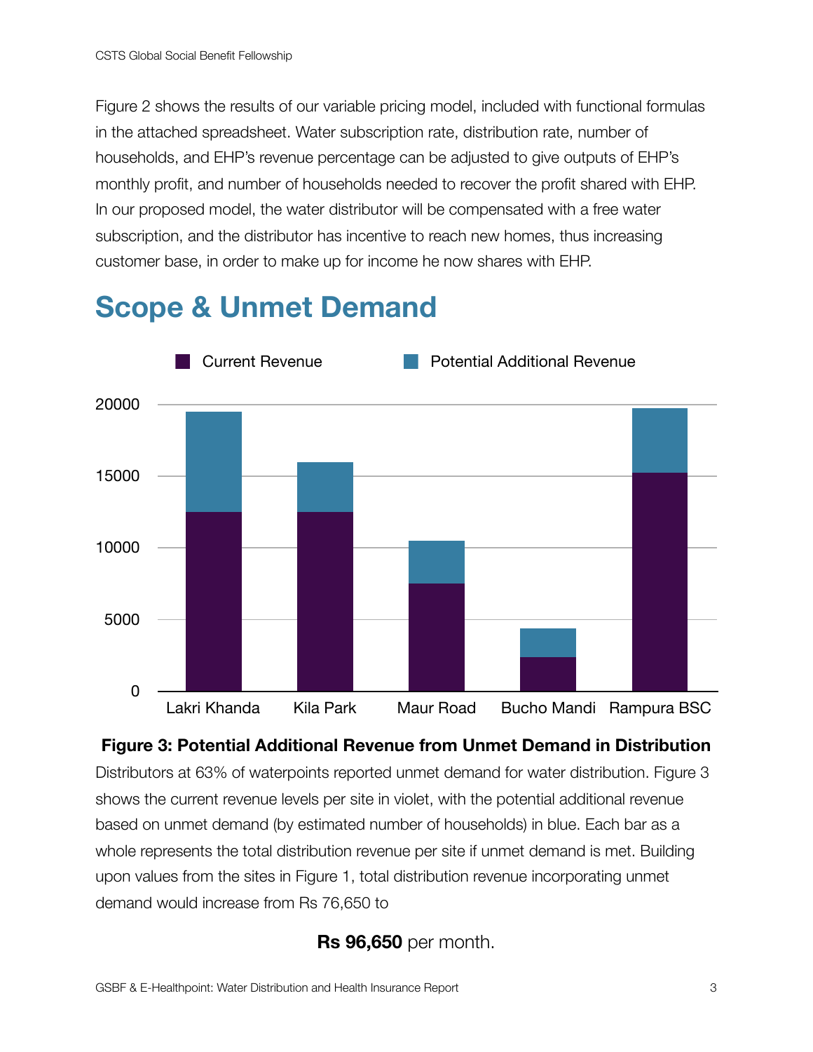Figure 2 shows the results of our variable pricing model, included with functional formulas in the attached spreadsheet. Water subscription rate, distribution rate, number of households, and EHP's revenue percentage can be adjusted to give outputs of EHP's monthly profit, and number of households needed to recover the profit shared with EHP. In our proposed model, the water distributor will be compensated with a free water subscription, and the distributor has incentive to reach new homes, thus increasing customer base, in order to make up for income he now shares with EHP.

## Scope & Unmet Demand

**Figure 3: Potential Additional Revenue from Unmet Demand in Distribution**

Distributors at 63% of waterpoints reported unmet demand for water distribution. Figure 3 shows the current revenue levels per site in violet, with the potential additional revenue based on unmet demand (by estimated number of households) in blue. Each bar as a whole represents the total distribution revenue per site if unmet demand is met. Building upon values from the sites in Figure 1, total distribution revenue incorporating unmet demand would increase from Rs 76,650 to

**Rs 96,650** per month.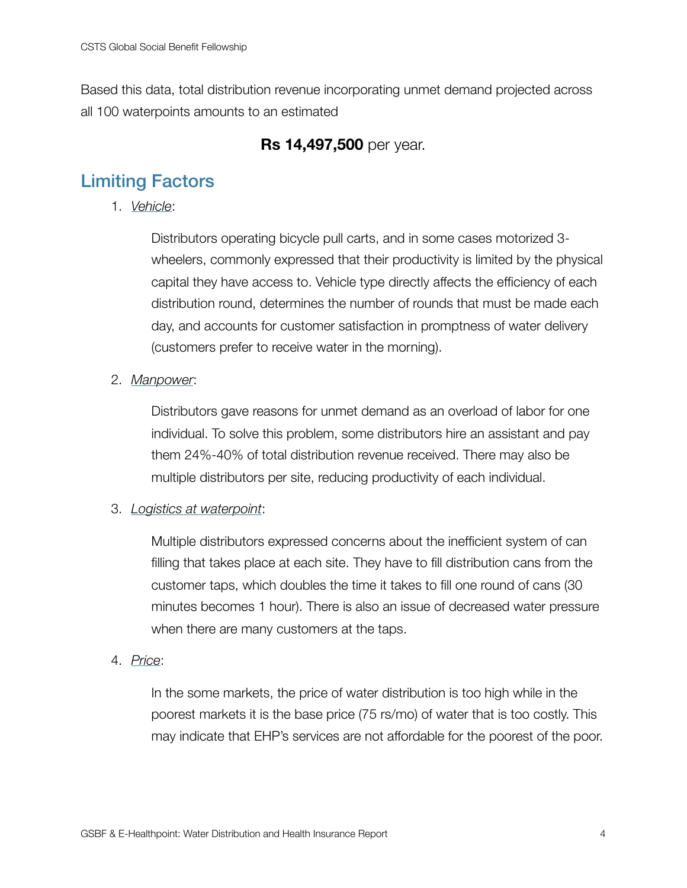Based this data, total distribution revenue incorporating unmet demand projected across all 100 waterpoints amounts to an estimated

**Rs 14,497,500** per year.

## Limiting Factors

1. *Vehicle*:

   Distributors operating bicycle pull carts, and in some cases motorized 3-wheelers, commonly expressed that their productivity is limited by the physical capital they have access to. Vehicle type directly affects the efficiency of each distribution round, determines the number of rounds that must be made each day, and accounts for customer satisfaction in promptness of water delivery (customers prefer to receive water in the morning).

2. *Manpower*:

   Distributors gave reasons for unmet demand as an overload of labor for one individual. To solve this problem, some distributors hire an assistant and pay them 24%-40% of total distribution revenue received. There may also be multiple distributors per site, reducing productivity of each individual.

3. *Logistics at waterpoint*:

   Multiple distributors expressed concerns about the inefficient system of can filling that takes place at each site. They have to fill distribution cans from the customer taps, which doubles the time it takes to fill one round of cans (30 minutes becomes 1 hour). There is also an issue of decreased water pressure when there are many customers at the taps.

4. *Price*:

   In the some markets, the price of water distribution is too high while in the poorest markets it is the base price (75 rs/mo) of water that is too costly. This may indicate that EHP's services are not affordable for the poorest of the poor.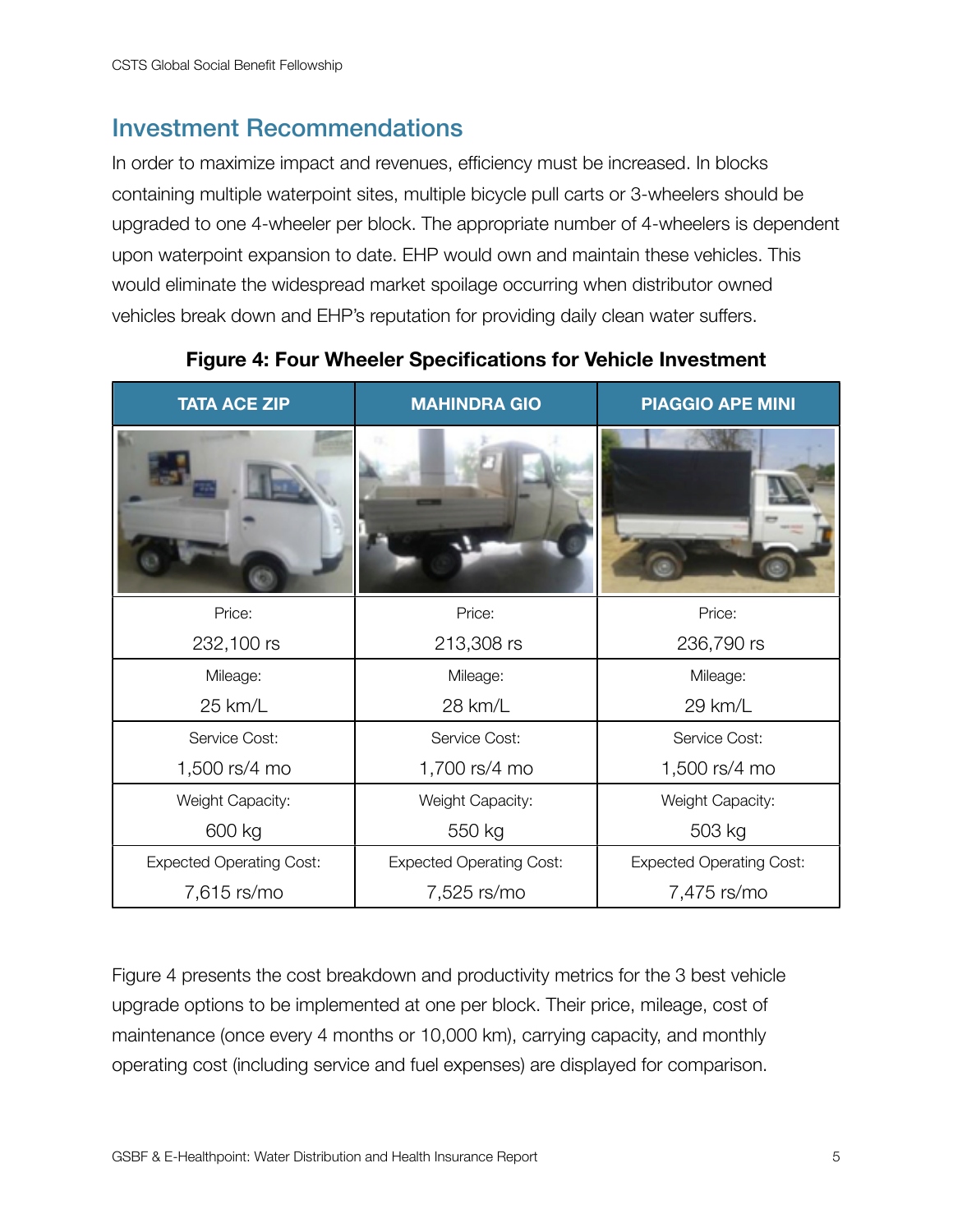## Investment Recommendations

In order to maximize impact and revenues, efficiency must be increased. In blocks containing multiple waterpoint sites, multiple bicycle pull carts or 3-wheelers should be upgraded to one 4-wheeler per block. The appropriate number of 4-wheelers is dependent upon waterpoint expansion to date. EHP would own and maintain these vehicles. This would eliminate the widespread market spoilage occurring when distributor owned vehicles break down and EHP's reputation for providing daily clean water suffers.

**Figure 4: Four Wheeler Specifications for Vehicle Investment**

| TATA ACE ZIP | MAHINDRA GIO | PIAGGIO APE MINI |
|---|---|---|
| | | |
| Price: 232,100 rs | Price: 213,308 rs | Price: 236,790 rs |
| Mileage: 25 km/L | Mileage: 28 km/L | Mileage: 29 km/L |
| Service Cost: 1,500 rs/4 mo | Service Cost: 1,700 rs/4 mo | Service Cost: 1,500 rs/4 mo |
| Weight Capacity: 600 kg | Weight Capacity: 550 kg | Weight Capacity: 503 kg |
| Expected Operating Cost: 7,615 rs/mo | Expected Operating Cost: 7,525 rs/mo | Expected Operating Cost: 7,475 rs/mo |

Figure 4 presents the cost breakdown and productivity metrics for the 3 best vehicle upgrade options to be implemented at one per block. Their price, mileage, cost of maintenance (once every 4 months or 10,000 km), carrying capacity, and monthly operating cost (including service and fuel expenses) are displayed for comparison.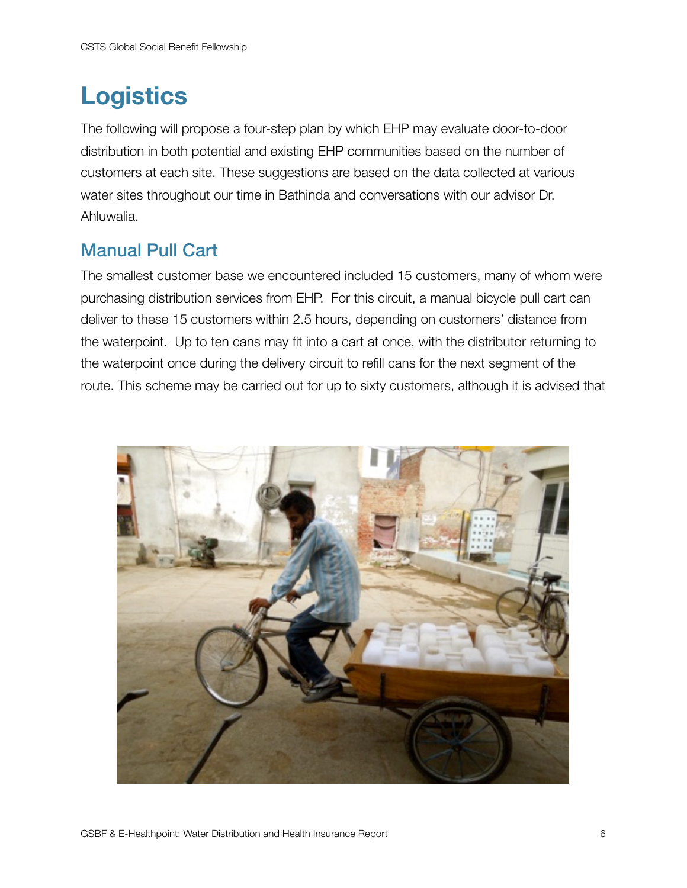# Logistics

The following will propose a four-step plan by which EHP may evaluate door-to-door distribution in both potential and existing EHP communities based on the number of customers at each site. These suggestions are based on the data collected at various water sites throughout our time in Bathinda and conversations with our advisor Dr. Ahluwalia.

## Manual Pull Cart

The smallest customer base we encountered included 15 customers, many of whom were purchasing distribution services from EHP. For this circuit, a manual bicycle pull cart can deliver to these 15 customers within 2.5 hours, depending on customers' distance from the waterpoint. Up to ten cans may fit into a cart at once, with the distributor returning to the waterpoint once during the delivery circuit to refill cans for the next segment of the route. This scheme may be carried out for up to sixty customers, although it is advised that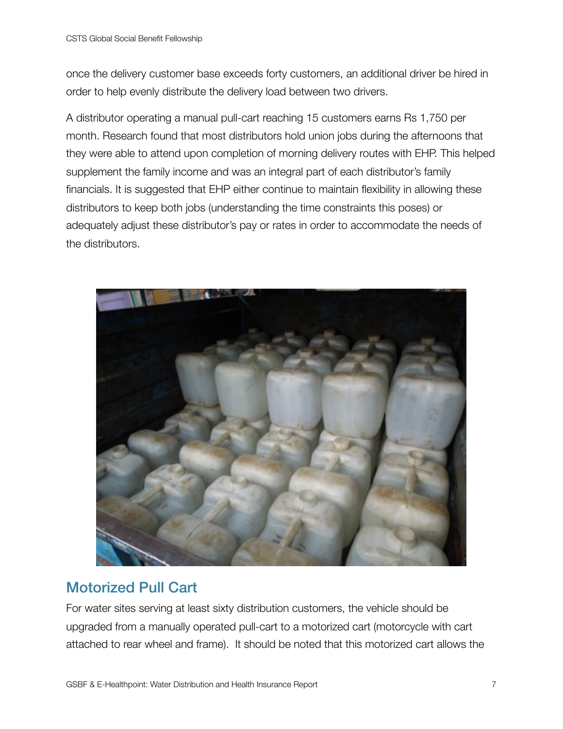once the delivery customer base exceeds forty customers, an additional driver be hired in order to help evenly distribute the delivery load between two drivers.

A distributor operating a manual pull-cart reaching 15 customers earns Rs 1,750 per month. Research found that most distributors hold union jobs during the afternoons that they were able to attend upon completion of morning delivery routes with EHP. This helped supplement the family income and was an integral part of each distributor's family financials. It is suggested that EHP either continue to maintain flexibility in allowing these distributors to keep both jobs (understanding the time constraints this poses) or adequately adjust these distributor's pay or rates in order to accommodate the needs of the distributors.

## Motorized Pull Cart

For water sites serving at least sixty distribution customers, the vehicle should be upgraded from a manually operated pull-cart to a motorized cart (motorcycle with cart attached to rear wheel and frame). It should be noted that this motorized cart allows the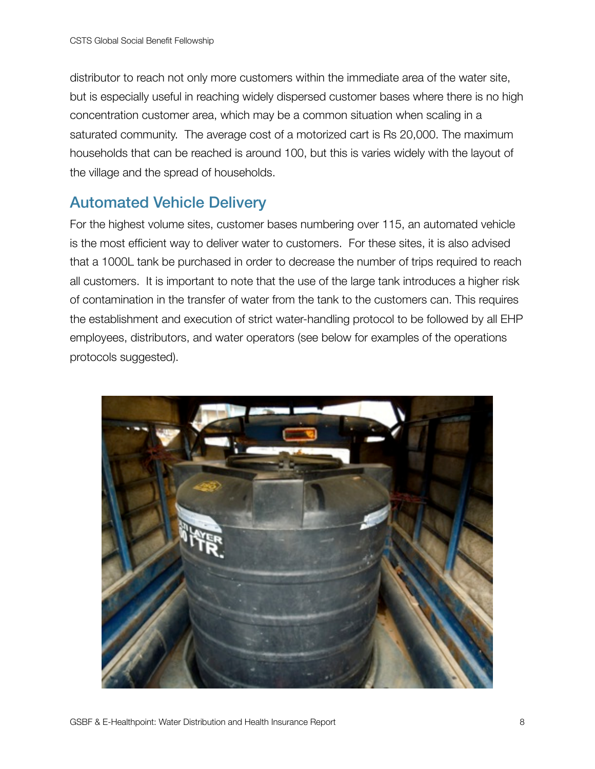distributor to reach not only more customers within the immediate area of the water site, but is especially useful in reaching widely dispersed customer bases where there is no high concentration customer area, which may be a common situation when scaling in a saturated community. The average cost of a motorized cart is Rs 20,000. The maximum households that can be reached is around 100, but this is varies widely with the layout of the village and the spread of households.

## Automated Vehicle Delivery

For the highest volume sites, customer bases numbering over 115, an automated vehicle is the most efficient way to deliver water to customers. For these sites, it is also advised that a 1000L tank be purchased in order to decrease the number of trips required to reach all customers. It is important to note that the use of the large tank introduces a higher risk of contamination in the transfer of water from the tank to the customers can. This requires the establishment and execution of strict water-handling protocol to be followed by all EHP employees, distributors, and water operators (see below for examples of the operations protocols suggested).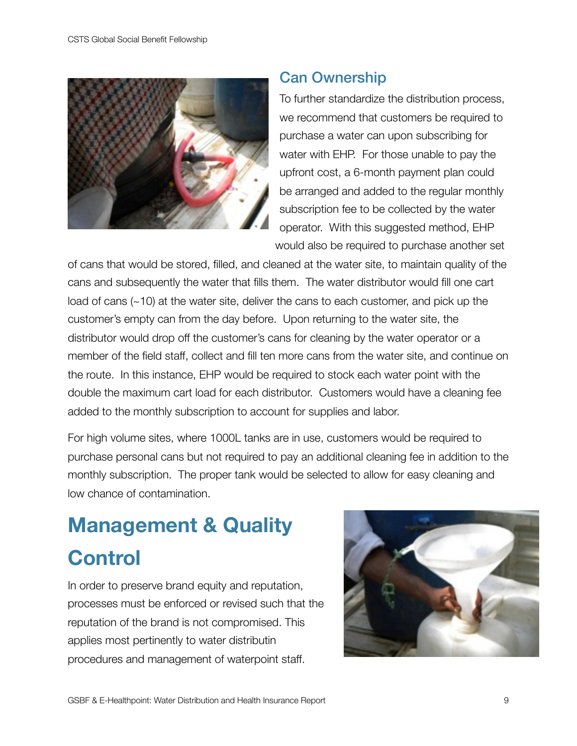## Can Ownership

To further standardize the distribution process, we recommend that customers be required to purchase a water can upon subscribing for water with EHP. For those unable to pay the upfront cost, a 6-month payment plan could be arranged and added to the regular monthly subscription fee to be collected by the water operator. With this suggested method, EHP would also be required to purchase another set of cans that would be stored, filled, and cleaned at the water site, to maintain quality of the cans and subsequently the water that fills them. The water distributor would fill one cart load of cans (~10) at the water site, deliver the cans to each customer, and pick up the customer's empty can from the day before. Upon returning to the water site, the distributor would drop off the customer's cans for cleaning by the water operator or a member of the field staff, collect and fill ten more cans from the water site, and continue on the route. In this instance, EHP would be required to stock each water point with the double the maximum cart load for each distributor. Customers would have a cleaning fee added to the monthly subscription to account for supplies and labor.

For high volume sites, where 1000L tanks are in use, customers would be required to purchase personal cans but not required to pay an additional cleaning fee in addition to the monthly subscription. The proper tank would be selected to allow for easy cleaning and low chance of contamination.

# Management & Quality Control

In order to preserve brand equity and reputation, processes must be enforced or revised such that the reputation of the brand is not compromised. This applies most pertinently to water distributin procedures and management of waterpoint staff.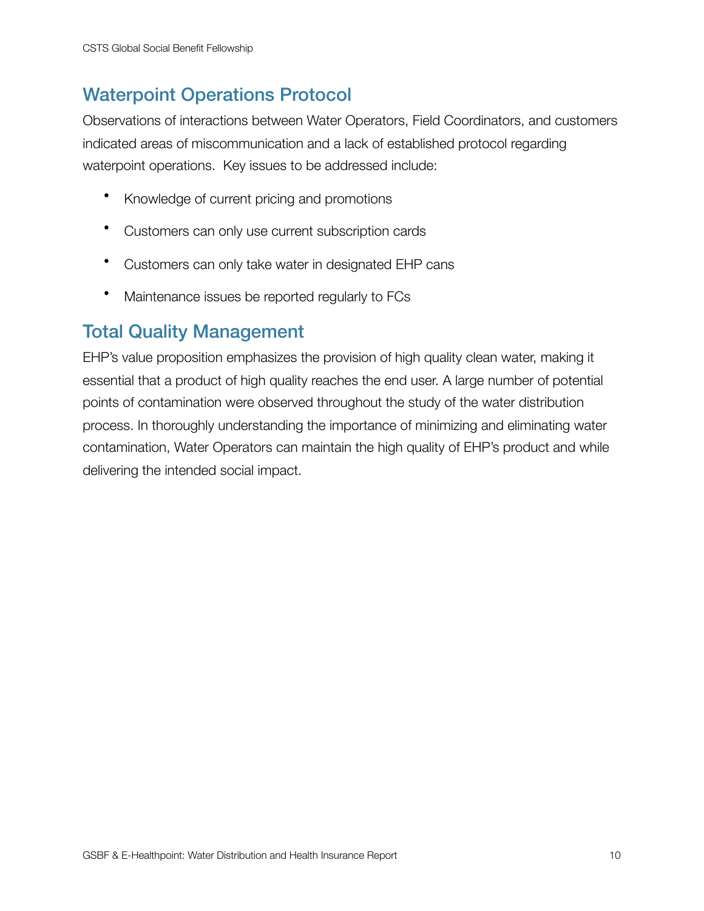## Waterpoint Operations Protocol

Observations of interactions between Water Operators, Field Coordinators, and customers indicated areas of miscommunication and a lack of established protocol regarding waterpoint operations. Key issues to be addressed include:

- Knowledge of current pricing and promotions
- Customers can only use current subscription cards
- Customers can only take water in designated EHP cans
- Maintenance issues be reported regularly to FCs

## Total Quality Management

EHP's value proposition emphasizes the provision of high quality clean water, making it essential that a product of high quality reaches the end user. A large number of potential points of contamination were observed throughout the study of the water distribution process. In thoroughly understanding the importance of minimizing and eliminating water contamination, Water Operators can maintain the high quality of EHP's product and while delivering the intended social impact.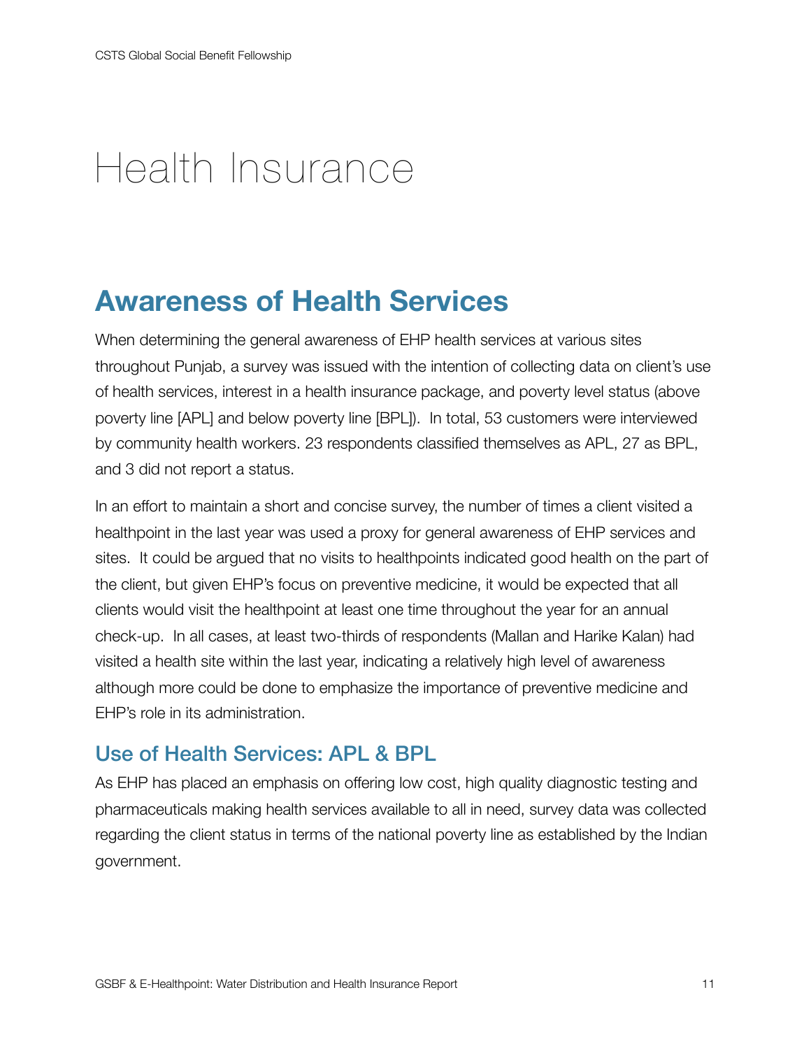# Health Insurance

## Awareness of Health Services

When determining the general awareness of EHP health services at various sites throughout Punjab, a survey was issued with the intention of collecting data on client's use of health services, interest in a health insurance package, and poverty level status (above poverty line [APL] and below poverty line [BPL]). In total, 53 customers were interviewed by community health workers. 23 respondents classified themselves as APL, 27 as BPL, and 3 did not report a status.

In an effort to maintain a short and concise survey, the number of times a client visited a healthpoint in the last year was used a proxy for general awareness of EHP services and sites. It could be argued that no visits to healthpoints indicated good health on the part of the client, but given EHP's focus on preventive medicine, it would be expected that all clients would visit the healthpoint at least one time throughout the year for an annual check-up. In all cases, at least two-thirds of respondents (Mallan and Harike Kalan) had visited a health site within the last year, indicating a relatively high level of awareness although more could be done to emphasize the importance of preventive medicine and EHP's role in its administration.

### Use of Health Services: APL & BPL

As EHP has placed an emphasis on offering low cost, high quality diagnostic testing and pharmaceuticals making health services available to all in need, survey data was collected regarding the client status in terms of the national poverty line as established by the Indian government.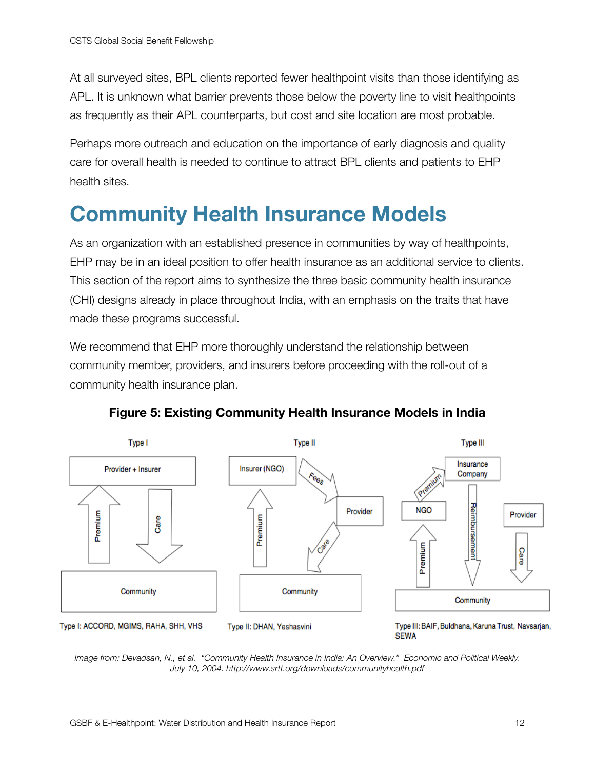At all surveyed sites, BPL clients reported fewer healthpoint visits than those identifying as APL. It is unknown what barrier prevents those below the poverty line to visit healthpoints as frequently as their APL counterparts, but cost and site location are most probable.

Perhaps more outreach and education on the importance of early diagnosis and quality care for overall health is needed to continue to attract BPL clients and patients to EHP health sites.

# Community Health Insurance Models

As an organization with an established presence in communities by way of healthpoints, EHP may be in an ideal position to offer health insurance as an additional service to clients. This section of the report aims to synthesize the three basic community health insurance (CHI) designs already in place throughout India, with an emphasis on the traits that have made these programs successful.

We recommend that EHP more thoroughly understand the relationship between community member, providers, and insurers before proceeding with the roll-out of a community health insurance plan.

**Figure 5: Existing Community Health Insurance Models in India**

Type I: ACCORD, MGIMS, RAHA, SHH, VHS

Type II: DHAN, Yeshasvini

Type III: BAIF, Buldhana, Karuna Trust, Navsarjan, SEWA

*Image from: Devadsan, N., et al. "Community Health Insurance in India: An Overview." Economic and Political Weekly. July 10, 2004. http://www.srtt.org/downloads/communityhealth.pdf*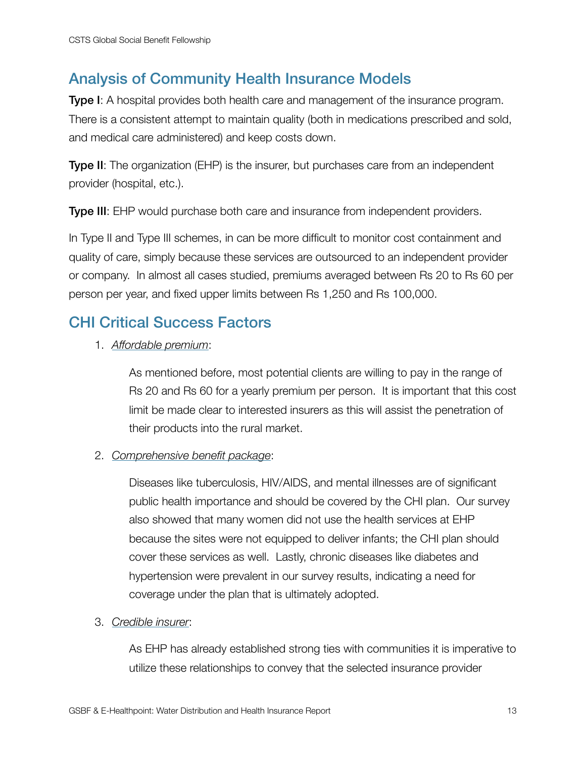## Analysis of Community Health Insurance Models

**Type I**: A hospital provides both health care and management of the insurance program. There is a consistent attempt to maintain quality (both in medications prescribed and sold, and medical care administered) and keep costs down.

**Type II**: The organization (EHP) is the insurer, but purchases care from an independent provider (hospital, etc.).

**Type III**: EHP would purchase both care and insurance from independent providers.

In Type II and Type III schemes, in can be more difficult to monitor cost containment and quality of care, simply because these services are outsourced to an independent provider or company. In almost all cases studied, premiums averaged between Rs 20 to Rs 60 per person per year, and fixed upper limits between Rs 1,250 and Rs 100,000.

## CHI Critical Success Factors

1. *Affordable premium*:

   As mentioned before, most potential clients are willing to pay in the range of Rs 20 and Rs 60 for a yearly premium per person. It is important that this cost limit be made clear to interested insurers as this will assist the penetration of their products into the rural market.

2. *Comprehensive benefit package*:

   Diseases like tuberculosis, HIV/AIDS, and mental illnesses are of significant public health importance and should be covered by the CHI plan. Our survey also showed that many women did not use the health services at EHP because the sites were not equipped to deliver infants; the CHI plan should cover these services as well. Lastly, chronic diseases like diabetes and hypertension were prevalent in our survey results, indicating a need for coverage under the plan that is ultimately adopted.

3. *Credible insurer*:

   As EHP has already established strong ties with communities it is imperative to utilize these relationships to convey that the selected insurance provider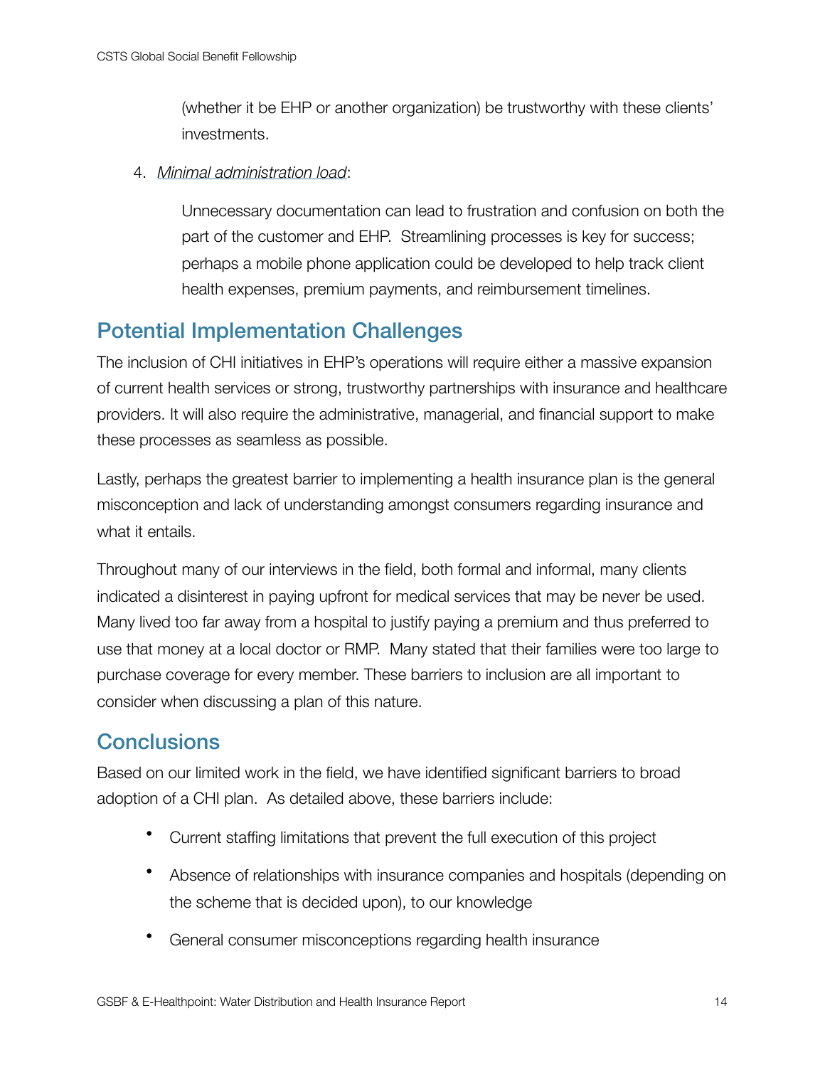(whether it be EHP or another organization) be trustworthy with these clients' investments.

4. *Minimal administration load*:

   Unnecessary documentation can lead to frustration and confusion on both the part of the customer and EHP. Streamlining processes is key for success; perhaps a mobile phone application could be developed to help track client health expenses, premium payments, and reimbursement timelines.

## Potential Implementation Challenges

The inclusion of CHI initiatives in EHP's operations will require either a massive expansion of current health services or strong, trustworthy partnerships with insurance and healthcare providers. It will also require the administrative, managerial, and financial support to make these processes as seamless as possible.

Lastly, perhaps the greatest barrier to implementing a health insurance plan is the general misconception and lack of understanding amongst consumers regarding insurance and what it entails.

Throughout many of our interviews in the field, both formal and informal, many clients indicated a disinterest in paying upfront for medical services that may be never be used. Many lived too far away from a hospital to justify paying a premium and thus preferred to use that money at a local doctor or RMP. Many stated that their families were too large to purchase coverage for every member. These barriers to inclusion are all important to consider when discussing a plan of this nature.

## Conclusions

Based on our limited work in the field, we have identified significant barriers to broad adoption of a CHI plan. As detailed above, these barriers include:

- Current staffing limitations that prevent the full execution of this project
- Absence of relationships with insurance companies and hospitals (depending on the scheme that is decided upon), to our knowledge
- General consumer misconceptions regarding health insurance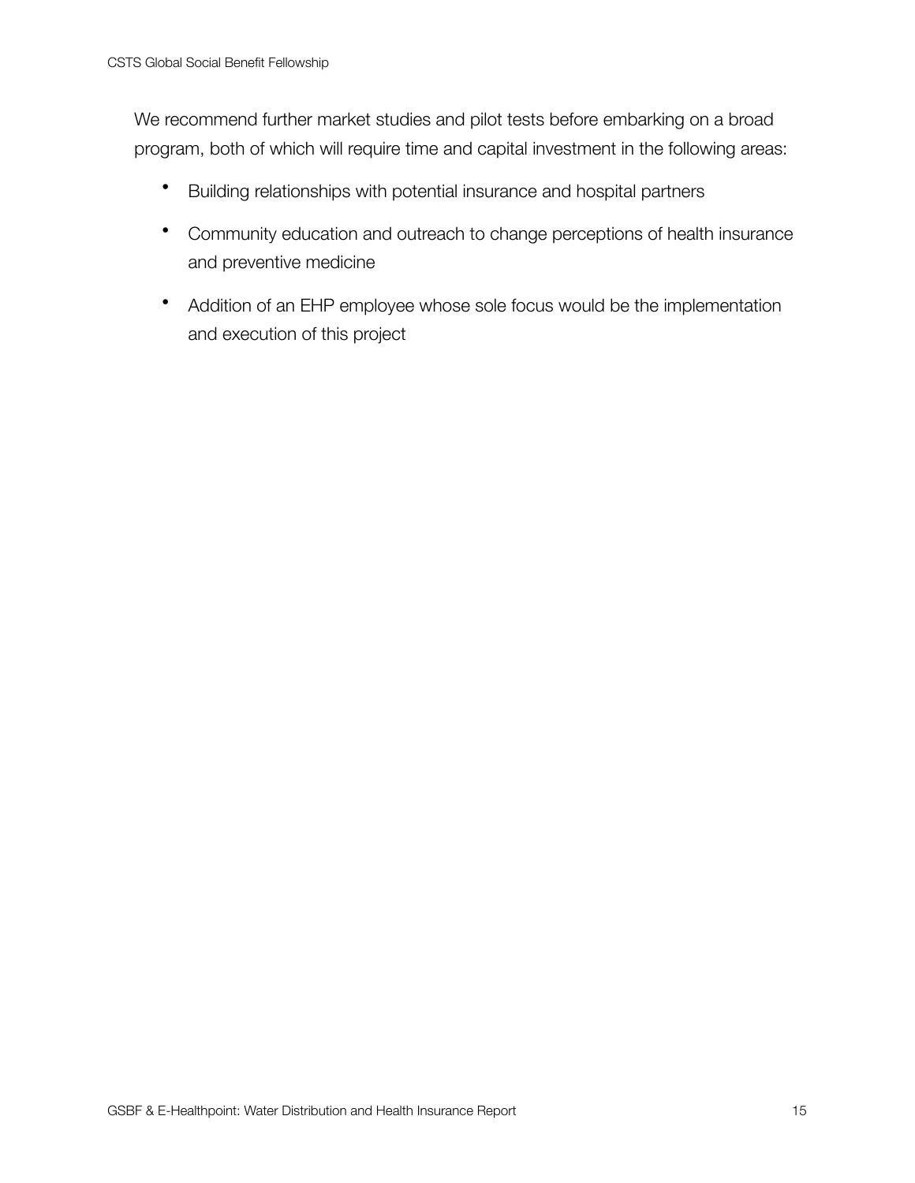We recommend further market studies and pilot tests before embarking on a broad program, both of which will require time and capital investment in the following areas:

- Building relationships with potential insurance and hospital partners
- Community education and outreach to change perceptions of health insurance and preventive medicine
- Addition of an EHP employee whose sole focus would be the implementation and execution of this project